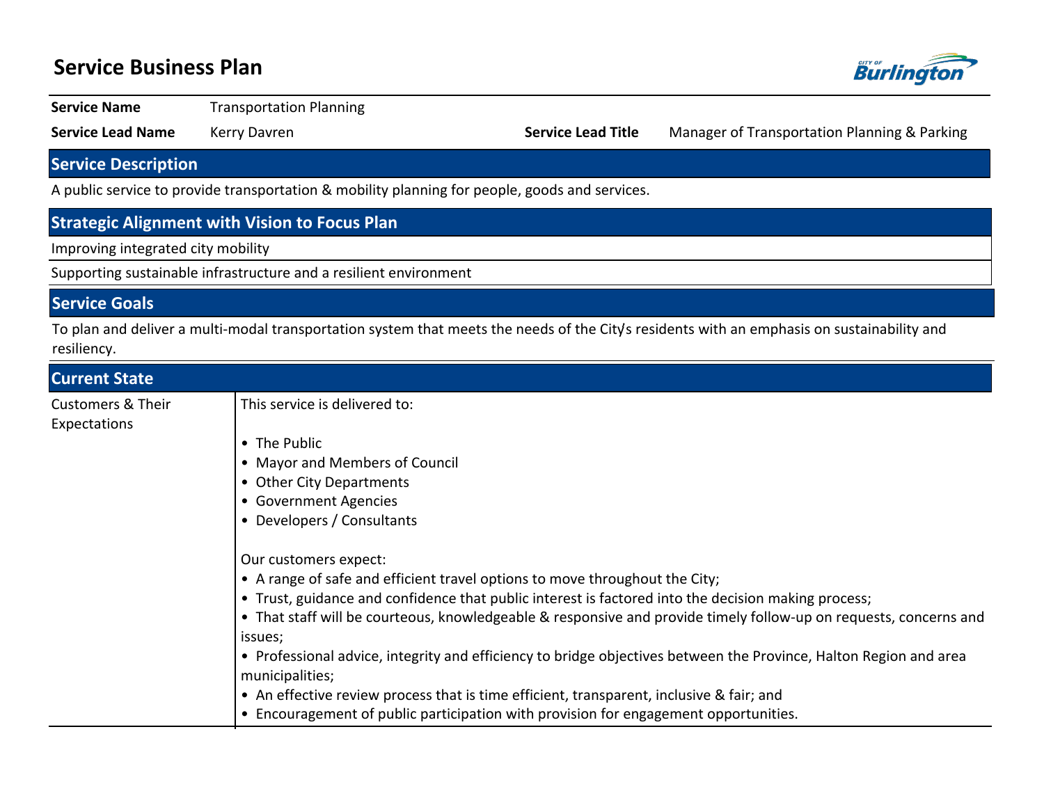# Service Business Plan

| | | | |
|---|---|---|---|
| **Service Name** | Transportation Planning | | |
| **Service Lead Name** | Kerry Davren | **Service Lead Title** | Manager of Transportation Planning & Parking |

## Service Description

A public service to provide transportation & mobility planning for people, goods and services.

## Strategic Alignment with Vision to Focus Plan

Improving integrated city mobility

Supporting sustainable infrastructure and a resilient environment

## Service Goals

To plan and deliver a multi-modal transportation system that meets the needs of the City's residents with an emphasis on sustainability and resiliency.

## Current State

### Customers & Their Expectations

This service is delivered to:

- The Public
- Mayor and Members of Council
- Other City Departments
- Government Agencies
- Developers / Consultants

Our customers expect:

- A range of safe and efficient travel options to move throughout the City;
- Trust, guidance and confidence that public interest is factored into the decision making process;
- That staff will be courteous, knowledgeable & responsive and provide timely follow-up on requests, concerns and issues;
- Professional advice, integrity and efficiency to bridge objectives between the Province, Halton Region and area municipalities;
- An effective review process that is time efficient, transparent, inclusive & fair; and
- Encouragement of public participation with provision for engagement opportunities.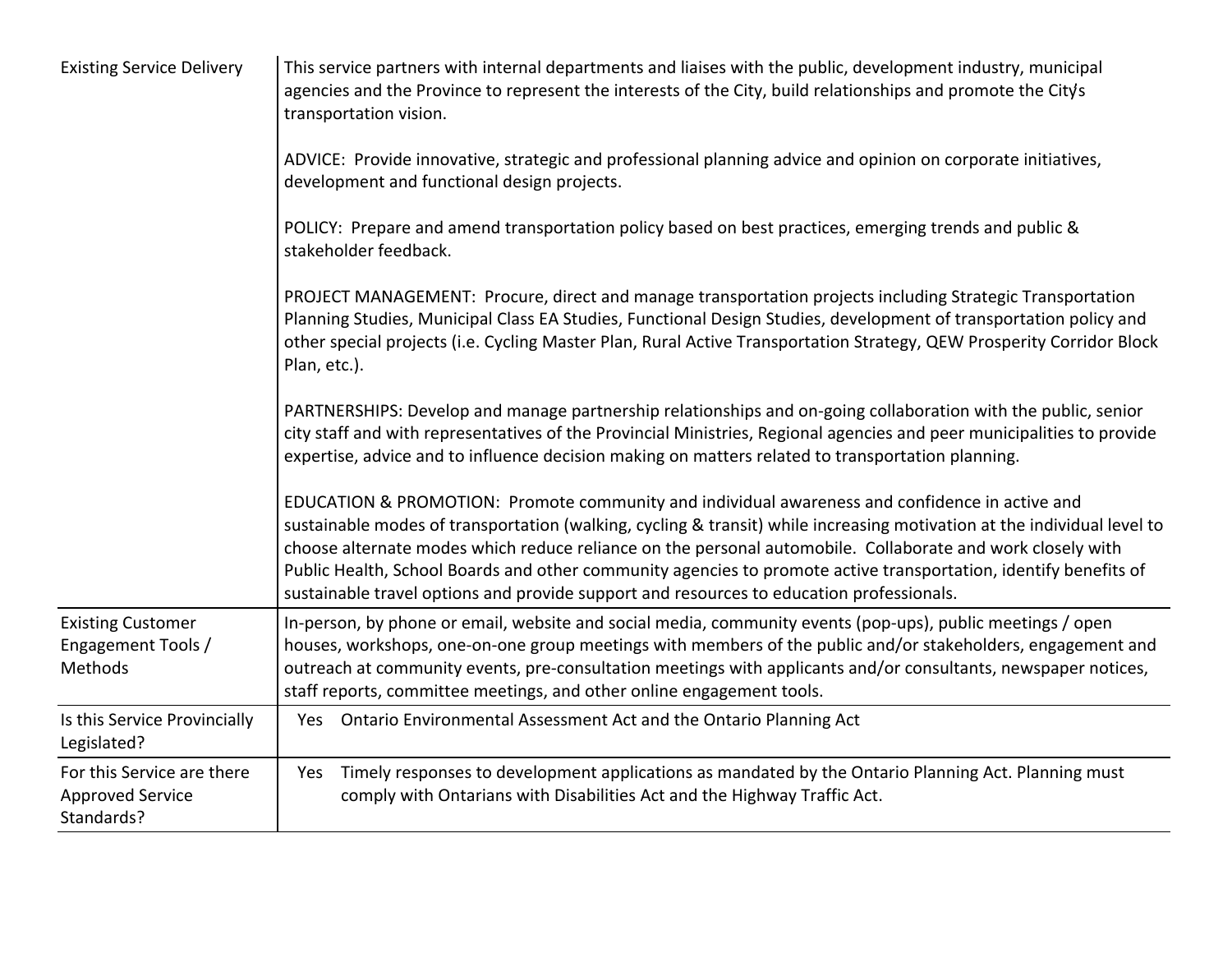| | |
|---|---|
| Existing Service Delivery | This service partners with internal departments and liaises with the public, development industry, municipal agencies and the Province to represent the interests of the City, build relationships and promote the City's transportation vision.<br><br>ADVICE: Provide innovative, strategic and professional planning advice and opinion on corporate initiatives, development and functional design projects.<br><br>POLICY: Prepare and amend transportation policy based on best practices, emerging trends and public & stakeholder feedback.<br><br>PROJECT MANAGEMENT: Procure, direct and manage transportation projects including Strategic Transportation Planning Studies, Municipal Class EA Studies, Functional Design Studies, development of transportation policy and other special projects (i.e. Cycling Master Plan, Rural Active Transportation Strategy, QEW Prosperity Corridor Block Plan, etc.).<br><br>PARTNERSHIPS: Develop and manage partnership relationships and on-going collaboration with the public, senior city staff and with representatives of the Provincial Ministries, Regional agencies and peer municipalities to provide expertise, advice and to influence decision making on matters related to transportation planning.<br><br>EDUCATION & PROMOTION: Promote community and individual awareness and confidence in active and sustainable modes of transportation (walking, cycling & transit) while increasing motivation at the individual level to choose alternate modes which reduce reliance on the personal automobile. Collaborate and work closely with Public Health, School Boards and other community agencies to promote active transportation, identify benefits of sustainable travel options and provide support and resources to education professionals. |
| Existing Customer Engagement Tools / Methods | In-person, by phone or email, website and social media, community events (pop-ups), public meetings / open houses, workshops, one-on-one group meetings with members of the public and/or stakeholders, engagement and outreach at community events, pre-consultation meetings with applicants and/or consultants, newspaper notices, staff reports, committee meetings, and other online engagement tools. |
| Is this Service Provincially Legislated? | Yes Ontario Environmental Assessment Act and the Ontario Planning Act |
| For this Service are there Approved Service Standards? | Yes Timely responses to development applications as mandated by the Ontario Planning Act. Planning must comply with Ontarians with Disabilities Act and the Highway Traffic Act. |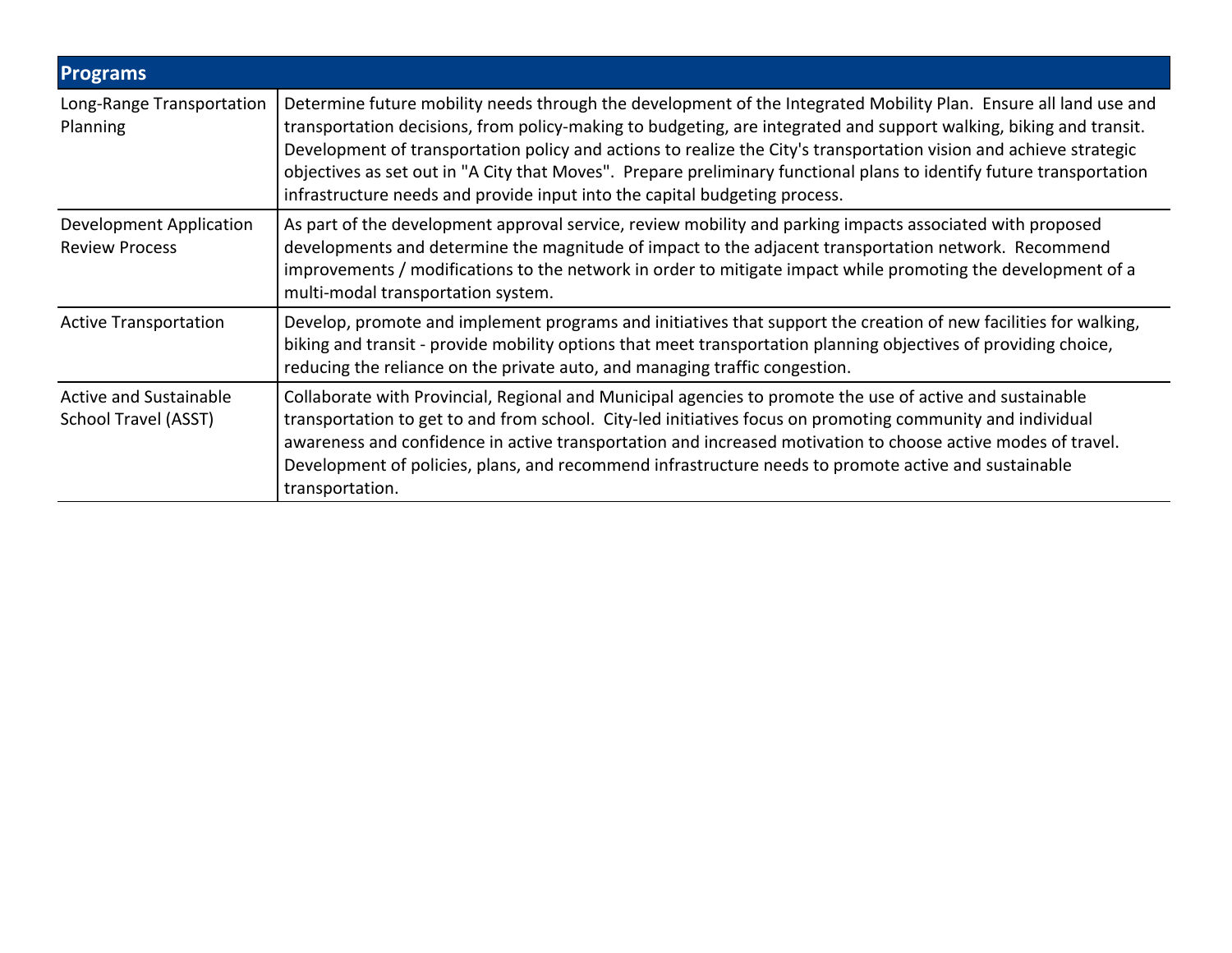| Programs | |
|---|---|
| Long-Range Transportation Planning | Determine future mobility needs through the development of the Integrated Mobility Plan. Ensure all land use and transportation decisions, from policy-making to budgeting, are integrated and support walking, biking and transit. Development of transportation policy and actions to realize the City's transportation vision and achieve strategic objectives as set out in "A City that Moves". Prepare preliminary functional plans to identify future transportation infrastructure needs and provide input into the capital budgeting process. |
| Development Application Review Process | As part of the development approval service, review mobility and parking impacts associated with proposed developments and determine the magnitude of impact to the adjacent transportation network. Recommend improvements / modifications to the network in order to mitigate impact while promoting the development of a multi-modal transportation system. |
| Active Transportation | Develop, promote and implement programs and initiatives that support the creation of new facilities for walking, biking and transit - provide mobility options that meet transportation planning objectives of providing choice, reducing the reliance on the private auto, and managing traffic congestion. |
| Active and Sustainable School Travel (ASST) | Collaborate with Provincial, Regional and Municipal agencies to promote the use of active and sustainable transportation to get to and from school. City-led initiatives focus on promoting community and individual awareness and confidence in active transportation and increased motivation to choose active modes of travel. Development of policies, plans, and recommend infrastructure needs to promote active and sustainable transportation. |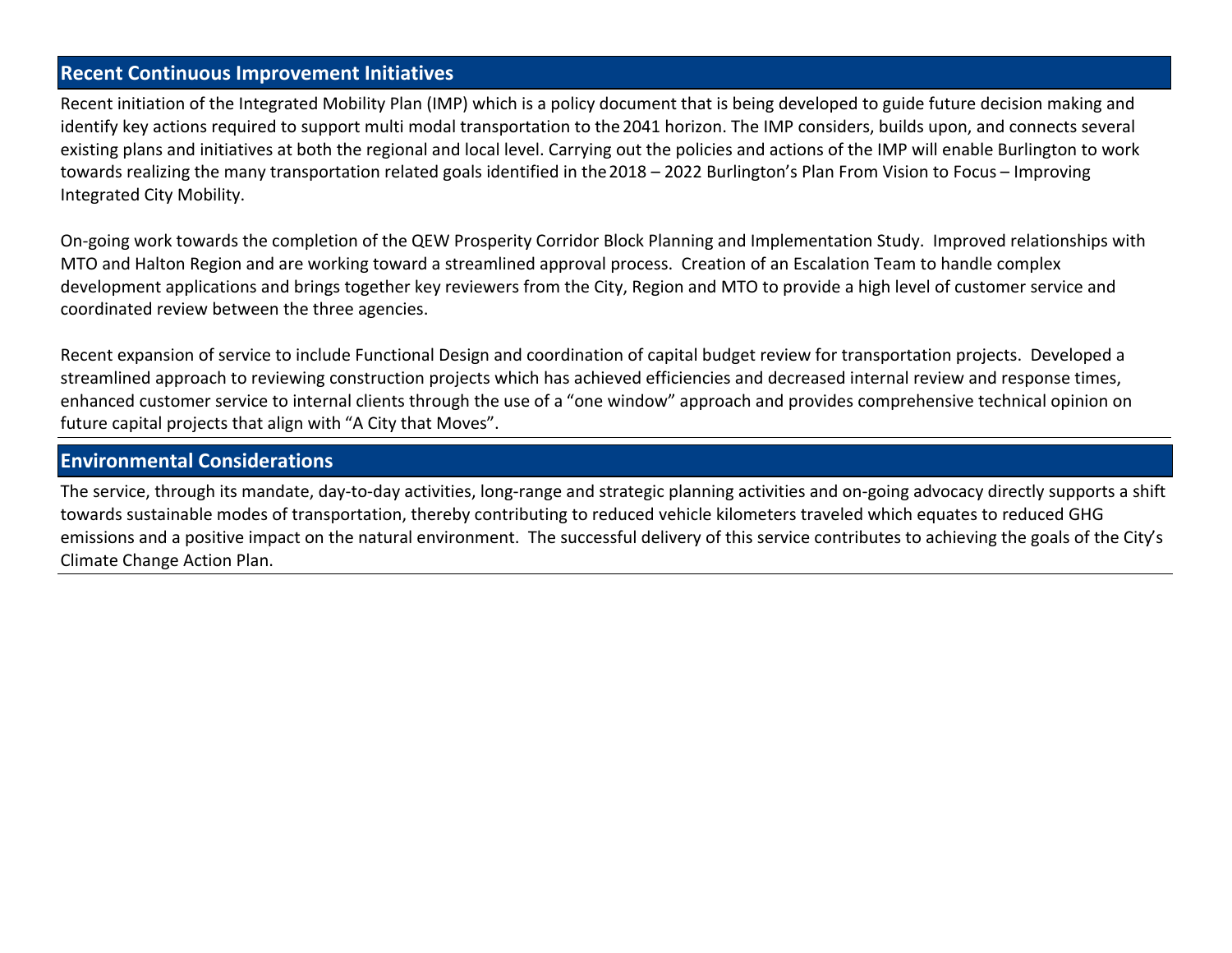## Recent Continuous Improvement Initiatives

Recent initiation of the Integrated Mobility Plan (IMP) which is a policy document that is being developed to guide future decision making and identify key actions required to support multi modal transportation to the 2041 horizon. The IMP considers, builds upon, and connects several existing plans and initiatives at both the regional and local level. Carrying out the policies and actions of the IMP will enable Burlington to work towards realizing the many transportation related goals identified in the 2018 – 2022 Burlington's Plan From Vision to Focus – Improving Integrated City Mobility.

On-going work towards the completion of the QEW Prosperity Corridor Block Planning and Implementation Study. Improved relationships with MTO and Halton Region and are working toward a streamlined approval process. Creation of an Escalation Team to handle complex development applications and brings together key reviewers from the City, Region and MTO to provide a high level of customer service and coordinated review between the three agencies.

Recent expansion of service to include Functional Design and coordination of capital budget review for transportation projects. Developed a streamlined approach to reviewing construction projects which has achieved efficiencies and decreased internal review and response times, enhanced customer service to internal clients through the use of a "one window" approach and provides comprehensive technical opinion on future capital projects that align with "A City that Moves".

## Environmental Considerations

The service, through its mandate, day-to-day activities, long-range and strategic planning activities and on-going advocacy directly supports a shift towards sustainable modes of transportation, thereby contributing to reduced vehicle kilometers traveled which equates to reduced GHG emissions and a positive impact on the natural environment. The successful delivery of this service contributes to achieving the goals of the City's Climate Change Action Plan.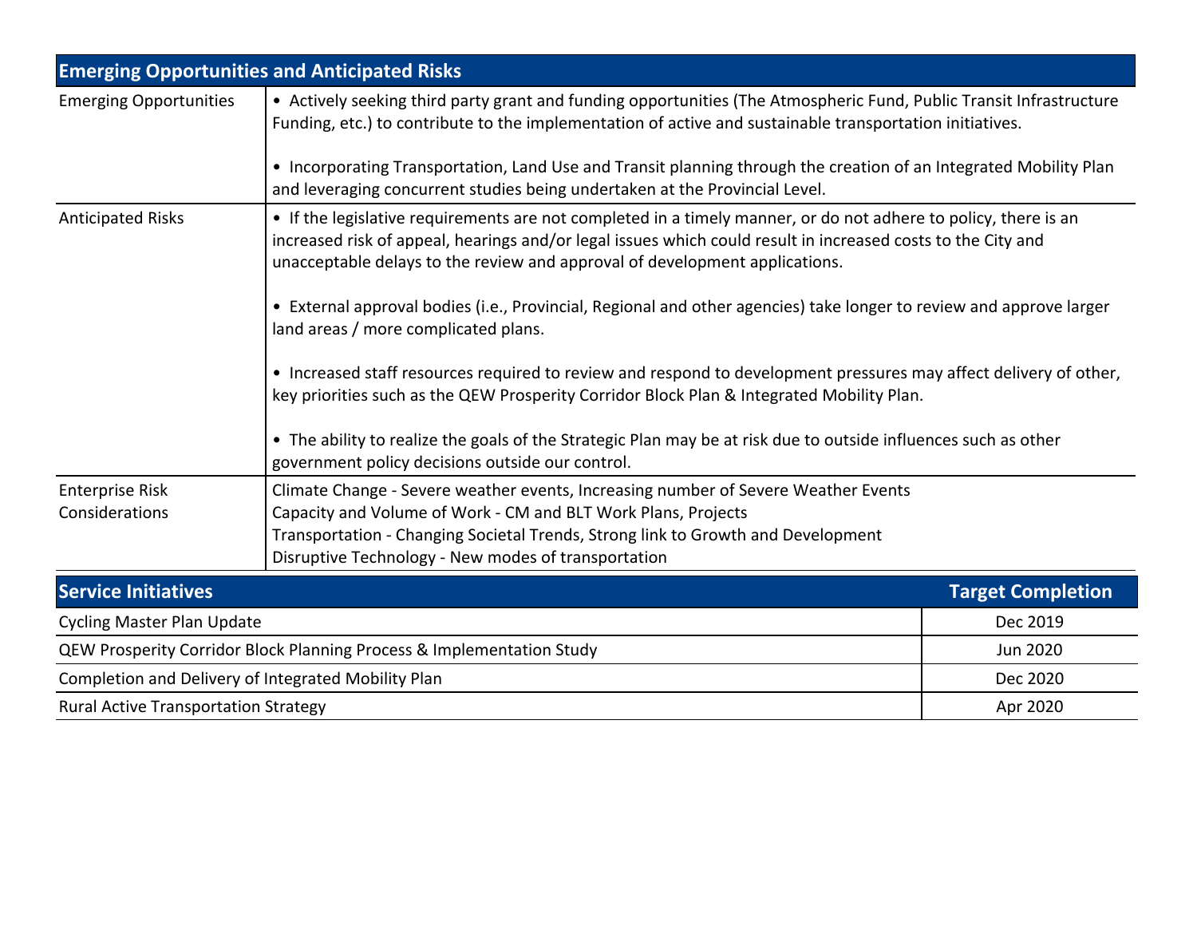| Emerging Opportunities and Anticipated Risks | |
|---|---|
| Emerging Opportunities | • Actively seeking third party grant and funding opportunities (The Atmospheric Fund, Public Transit Infrastructure Funding, etc.) to contribute to the implementation of active and sustainable transportation initiatives.<br><br>• Incorporating Transportation, Land Use and Transit planning through the creation of an Integrated Mobility Plan and leveraging concurrent studies being undertaken at the Provincial Level. |
| Anticipated Risks | • If the legislative requirements are not completed in a timely manner, or do not adhere to policy, there is an increased risk of appeal, hearings and/or legal issues which could result in increased costs to the City and unacceptable delays to the review and approval of development applications.<br><br>• External approval bodies (i.e., Provincial, Regional and other agencies) take longer to review and approve larger land areas / more complicated plans.<br><br>• Increased staff resources required to review and respond to development pressures may affect delivery of other, key priorities such as the QEW Prosperity Corridor Block Plan & Integrated Mobility Plan.<br><br>• The ability to realize the goals of the Strategic Plan may be at risk due to outside influences such as other government policy decisions outside our control. |
| Enterprise Risk Considerations | Climate Change - Severe weather events, Increasing number of Severe Weather Events<br>Capacity and Volume of Work - CM and BLT Work Plans, Projects<br>Transportation - Changing Societal Trends, Strong link to Growth and Development<br>Disruptive Technology - New modes of transportation |

| Service Initiatives | Target Completion |
|---|---|
| Cycling Master Plan Update | Dec 2019 |
| QEW Prosperity Corridor Block Planning Process & Implementation Study | Jun 2020 |
| Completion and Delivery of Integrated Mobility Plan | Dec 2020 |
| Rural Active Transportation Strategy | Apr 2020 |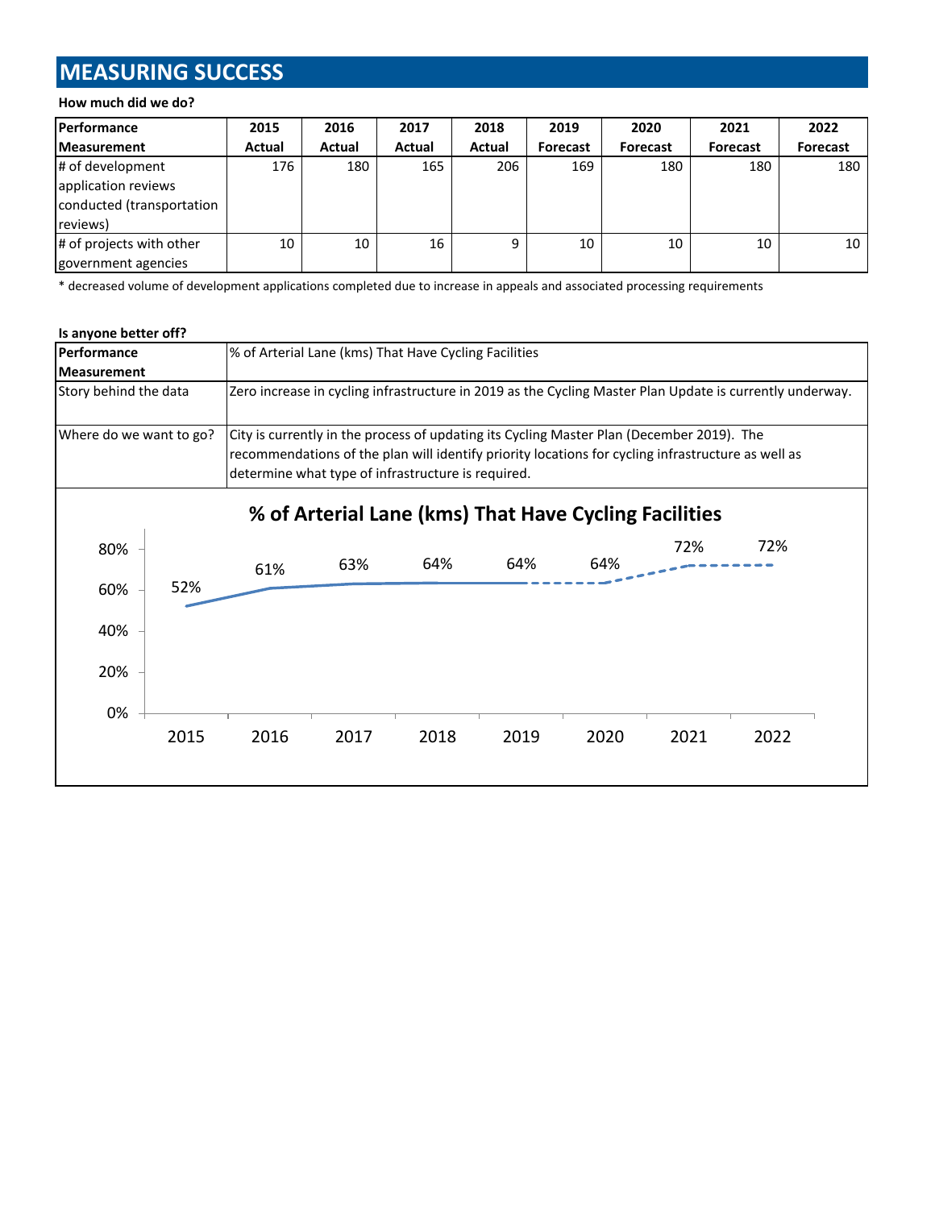# MEASURING SUCCESS

**How much did we do?**

| Performance Measurement | 2015 Actual | 2016 Actual | 2017 Actual | 2018 Actual | 2019 Forecast | 2020 Forecast | 2021 Forecast | 2022 Forecast |
|---|---|---|---|---|---|---|---|---|
| # of development application reviews conducted (transportation reviews) | 176 | 180 | 165 | 206 | 169 | 180 | 180 | 180 |
| # of projects with other government agencies | 10 | 10 | 16 | 9 | 10 | 10 | 10 | 10 |

* decreased volume of development applications completed due to increase in appeals and associated processing requirements

**Is anyone better off?**

| Performance Measurement | % of Arterial Lane (kms) That Have Cycling Facilities |
|---|---|
| Story behind the data | Zero increase in cycling infrastructure in 2019 as the Cycling Master Plan Update is currently underway. |
| Where do we want to go? | City is currently in the process of updating its Cycling Master Plan (December 2019). The recommendations of the plan will identify priority locations for cycling infrastructure as well as determine what type of infrastructure is required. |

**% of Arterial Lane (kms) That Have Cycling Facilities**

| Year | 2015 | 2016 | 2017 | 2018 | 2019 | 2020 | 2021 | 2022 |
|---|---|---|---|---|---|---|---|---|
| % | 52% | 61% | 63% | 64% | 64% | 64% | 72% | 72% |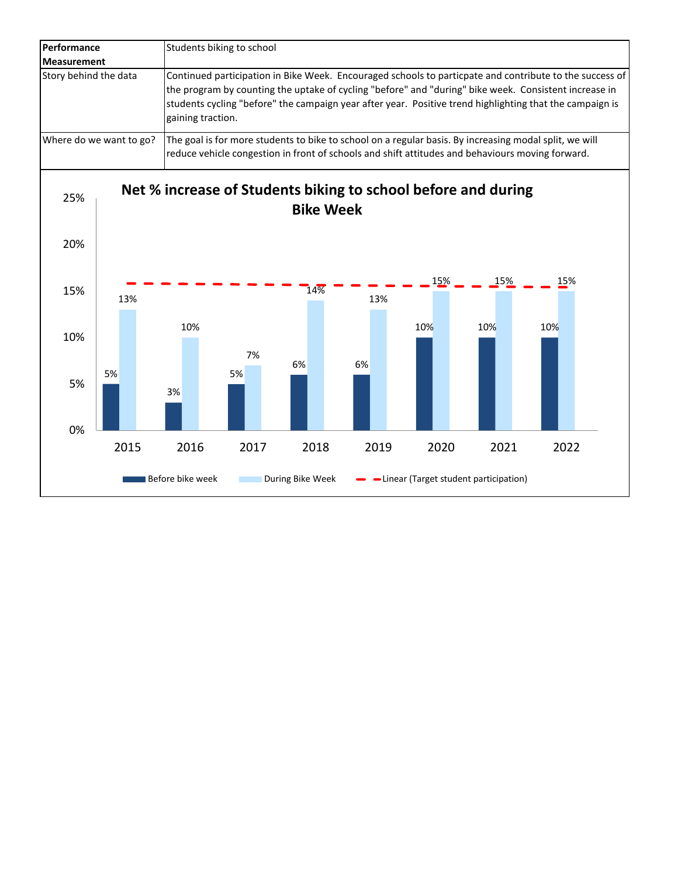| | |
|---|---|
| **Performance Measurement** | Students biking to school |
| Story behind the data | Continued participation in Bike Week. Encouraged schools to particpate and contribute to the success of the program by counting the uptake of cycling "before" and "during" bike week. Consistent increase in students cycling "before" the campaign year after year. Positive trend highlighting that the campaign is gaining traction. |
| Where do we want to go? | The goal is for more students to bike to school on a regular basis. By increasing modal split, we will reduce vehicle congestion in front of schools and shift attitudes and behaviours moving forward. |

**Net % increase of Students biking to school before and during Bike Week**

25%
20%
15%
10%
5%
0%

2015: 5%, 13%
2016: 3%, 10%
2017: 5%, 7%
2018: 6%, 14%
2019: 6%, 13%
2020: 10%, 15%
2021: 10%, 15%
2022: 10%, 15%

Before bike week
During Bike Week
Linear (Target student participation)